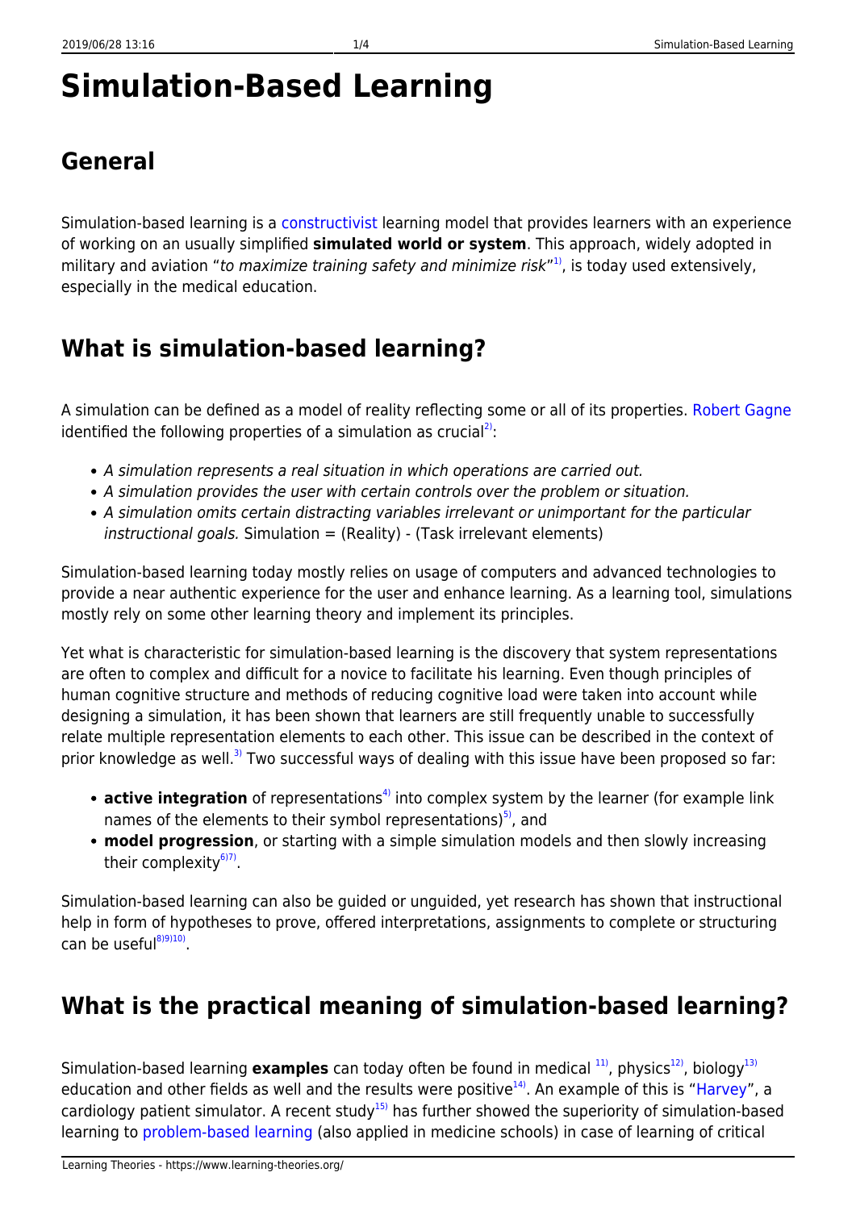# Simulation-Based Learning

## General

Simulation-based learning is a constructivist learning model that provides learners with an experience of working on an usually simplified **simulated world or system**. This approach, widely adopted in military and aviation "*to maximize training safety and minimize risk*"[1], is today used extensively, especially in the medical education.

## What is simulation-based learning?

A simulation can be defined as a model of reality reflecting some or all of its properties. Robert Gagne identified the following properties of a simulation as crucial[2]:

- *A simulation represents a real situation in which operations are carried out.*
- *A simulation provides the user with certain controls over the problem or situation.*
- *A simulation omits certain distracting variables irrelevant or unimportant for the particular instructional goals.* Simulation = (Reality) - (Task irrelevant elements)

Simulation-based learning today mostly relies on usage of computers and advanced technologies to provide a near authentic experience for the user and enhance learning. As a learning tool, simulations mostly rely on some other learning theory and implement its principles.

Yet what is characteristic for simulation-based learning is the discovery that system representations are often to complex and difficult for a novice to facilitate his learning. Even though principles of human cognitive structure and methods of reducing cognitive load were taken into account while designing a simulation, it has been shown that learners are still frequently unable to successfully relate multiple representation elements to each other. This issue can be described in the context of prior knowledge as well.[3] Two successful ways of dealing with this issue have been proposed so far:

- **active integration** of representations[4] into complex system by the learner (for example link names of the elements to their symbol representations)[5], and
- **model progression**, or starting with a simple simulation models and then slowly increasing their complexity[6][7].

Simulation-based learning can also be guided or unguided, yet research has shown that instructional help in form of hypotheses to prove, offered interpretations, assignments to complete or structuring can be useful[8][9][10].

## What is the practical meaning of simulation-based learning?

Simulation-based learning **examples** can today often be found in medical [11], physics[12], biology[13] education and other fields as well and the results were positive[14]. An example of this is "Harvey", a cardiology patient simulator. A recent study[15] has further showed the superiority of simulation-based learning to problem-based learning (also applied in medicine schools) in case of learning of critical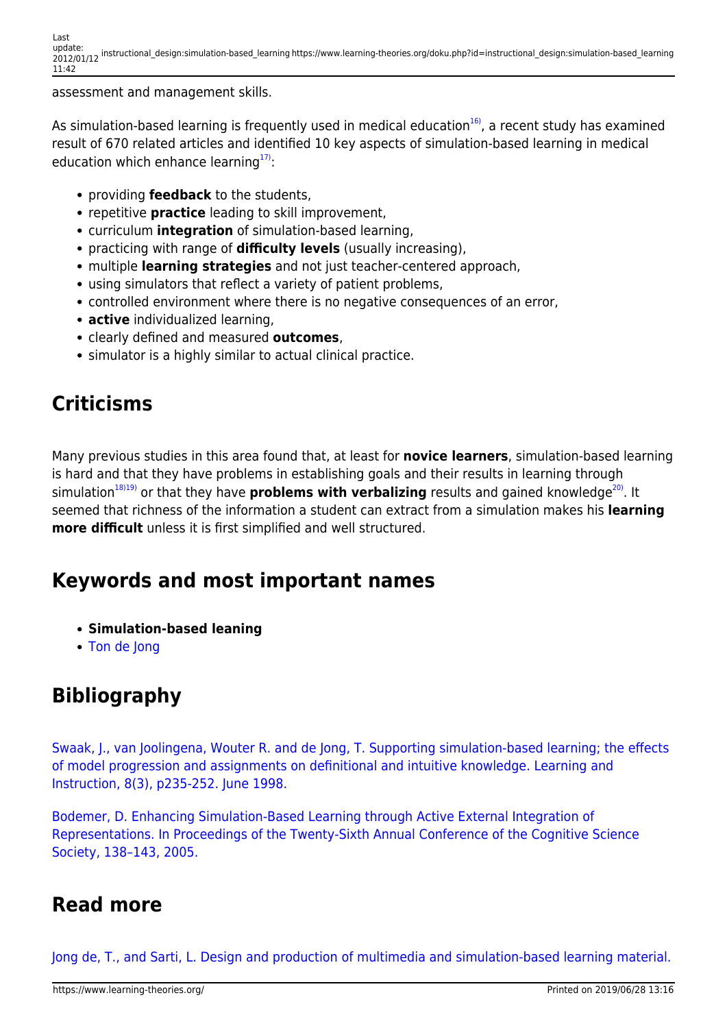assessment and management skills.

As simulation-based learning is frequently used in medical education[16], a recent study has examined result of 670 related articles and identified 10 key aspects of simulation-based learning in medical education which enhance learning[17]:

- providing **feedback** to the students,
- repetitive **practice** leading to skill improvement,
- curriculum **integration** of simulation-based learning,
- practicing with range of **difficulty levels** (usually increasing),
- multiple **learning strategies** and not just teacher-centered approach,
- using simulators that reflect a variety of patient problems,
- controlled environment where there is no negative consequences of an error,
- **active** individualized learning,
- clearly defined and measured **outcomes**,
- simulator is a highly similar to actual clinical practice.

## Criticisms

Many previous studies in this area found that, at least for **novice learners**, simulation-based learning is hard and that they have problems in establishing goals and their results in learning through simulation[18][19] or that they have **problems with verbalizing** results and gained knowledge[20]. It seemed that richness of the information a student can extract from a simulation makes his **learning more difficult** unless it is first simplified and well structured.

## Keywords and most important names

- **Simulation-based leaning**
- Ton de Jong

## Bibliography

Swaak, J., van Joolingena, Wouter R. and de Jong, T. Supporting simulation-based learning; the effects of model progression and assignments on definitional and intuitive knowledge. Learning and Instruction, 8(3), p235-252. June 1998.

Bodemer, D. Enhancing Simulation-Based Learning through Active External Integration of Representations. In Proceedings of the Twenty-Sixth Annual Conference of the Cognitive Science Society, 138–143, 2005.

## Read more

Jong de, T., and Sarti, L. Design and production of multimedia and simulation-based learning material.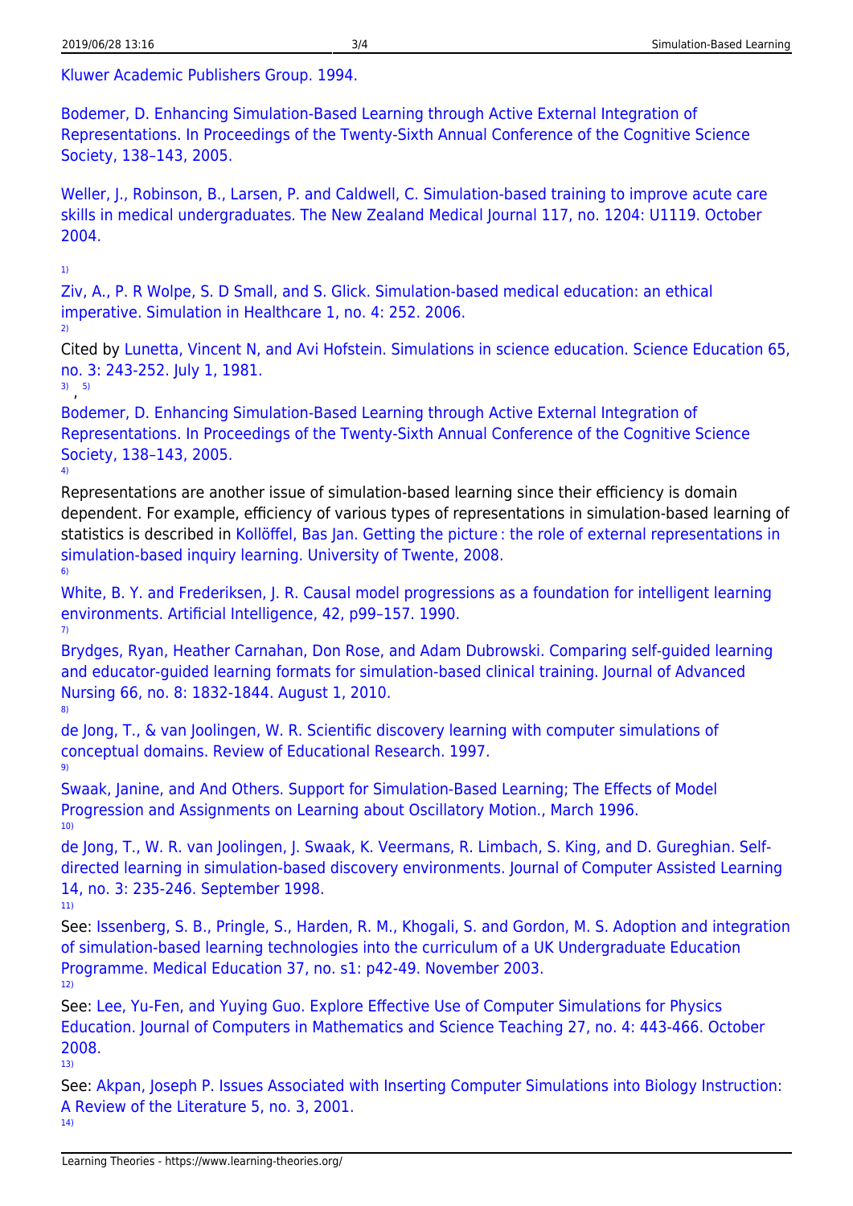Kluwer Academic Publishers Group. 1994.

Bodemer, D. Enhancing Simulation-Based Learning through Active External Integration of Representations. In Proceedings of the Twenty-Sixth Annual Conference of the Cognitive Science Society, 138–143, 2005.

Weller, J., Robinson, B., Larsen, P. and Caldwell, C. Simulation-based training to improve acute care skills in medical undergraduates. The New Zealand Medical Journal 117, no. 1204: U1119. October 2004.

[1]

Ziv, A., P. R Wolpe, S. D Small, and S. Glick. Simulation-based medical education: an ethical imperative. Simulation in Healthcare 1, no. 4: 252. 2006.

[2]

Cited by Lunetta, Vincent N, and Avi Hofstein. Simulations in science education. Science Education 65, no. 3: 243-252. July 1, 1981.

[3] , [5]

Bodemer, D. Enhancing Simulation-Based Learning through Active External Integration of Representations. In Proceedings of the Twenty-Sixth Annual Conference of the Cognitive Science Society, 138–143, 2005.

[4]

Representations are another issue of simulation-based learning since their efficiency is domain dependent. For example, efficiency of various types of representations in simulation-based learning of statistics is described in Kollöffel, Bas Jan. Getting the picture : the role of external representations in simulation-based inquiry learning. University of Twente, 2008.

[6]

White, B. Y. and Frederiksen, J. R. Causal model progressions as a foundation for intelligent learning environments. Artificial Intelligence, 42, p99–157. 1990.

[7]

Brydges, Ryan, Heather Carnahan, Don Rose, and Adam Dubrowski. Comparing self-guided learning and educator-guided learning formats for simulation-based clinical training. Journal of Advanced Nursing 66, no. 8: 1832-1844. August 1, 2010.

[8]

de Jong, T., & van Joolingen, W. R. Scientific discovery learning with computer simulations of conceptual domains. Review of Educational Research. 1997.

[9]

Swaak, Janine, and And Others. Support for Simulation-Based Learning; The Effects of Model Progression and Assignments on Learning about Oscillatory Motion., March 1996.

[10]

de Jong, T., W. R. van Joolingen, J. Swaak, K. Veermans, R. Limbach, S. King, and D. Gureghian. Self-directed learning in simulation-based discovery environments. Journal of Computer Assisted Learning 14, no. 3: 235-246. September 1998.

[11]

See: Issenberg, S. B., Pringle, S., Harden, R. M., Khogali, S. and Gordon, M. S. Adoption and integration of simulation-based learning technologies into the curriculum of a UK Undergraduate Education Programme. Medical Education 37, no. s1: p42-49. November 2003.

[12]

See: Lee, Yu-Fen, and Yuying Guo. Explore Effective Use of Computer Simulations for Physics Education. Journal of Computers in Mathematics and Science Teaching 27, no. 4: 443-466. October 2008.

[13]

See: Akpan, Joseph P. Issues Associated with Inserting Computer Simulations into Biology Instruction: A Review of the Literature 5, no. 3, 2001.

[14]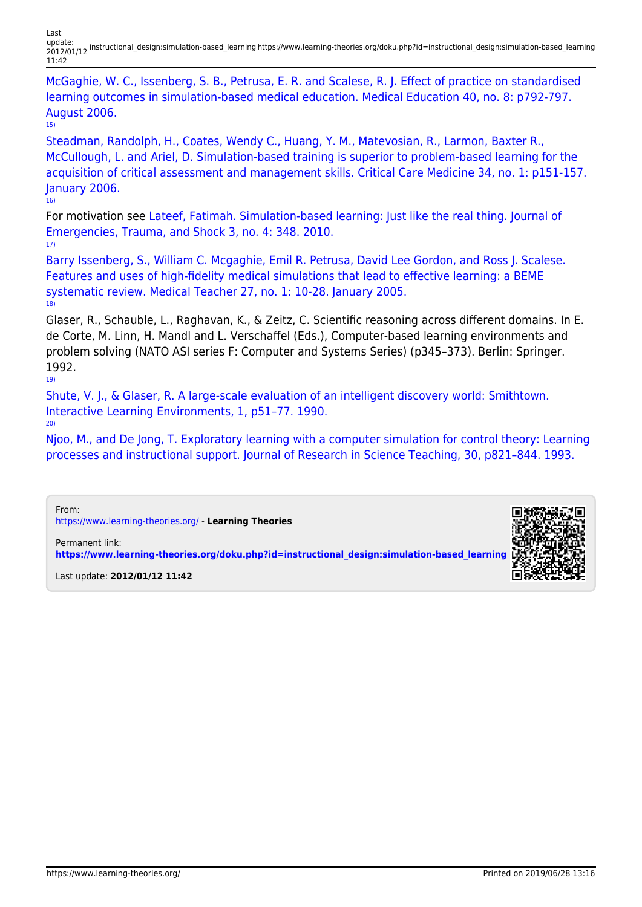McGaghie, W. C., Issenberg, S. B., Petrusa, E. R. and Scalese, R. J. Effect of practice on standardised learning outcomes in simulation-based medical education. Medical Education 40, no. 8: p792-797. August 2006.

15)

Steadman, Randolph, H., Coates, Wendy C., Huang, Y. M., Matevosian, R., Larmon, Baxter R., McCullough, L. and Ariel, D. Simulation-based training is superior to problem-based learning for the acquisition of critical assessment and management skills. Critical Care Medicine 34, no. 1: p151-157. January 2006.

16)

For motivation see Lateef, Fatimah. Simulation-based learning: Just like the real thing. Journal of Emergencies, Trauma, and Shock 3, no. 4: 348. 2010.

17)

Barry Issenberg, S., William C. Mcgaghie, Emil R. Petrusa, David Lee Gordon, and Ross J. Scalese. Features and uses of high-fidelity medical simulations that lead to effective learning: a BEME systematic review. Medical Teacher 27, no. 1: 10-28. January 2005.

18)

Glaser, R., Schauble, L., Raghavan, K., & Zeitz, C. Scientific reasoning across different domains. In E. de Corte, M. Linn, H. Mandl and L. Verschaffel (Eds.), Computer-based learning environments and problem solving (NATO ASI series F: Computer and Systems Series) (p345–373). Berlin: Springer. 1992.

19)

Shute, V. J., & Glaser, R. A large-scale evaluation of an intelligent discovery world: Smithtown. Interactive Learning Environments, 1, p51–77. 1990.

20)

Njoo, M., and De Jong, T. Exploratory learning with a computer simulation for control theory: Learning processes and instructional support. Journal of Research in Science Teaching, 30, p821–844. 1993.

From:
https://www.learning-theories.org/ - **Learning Theories**

Permanent link:
**https://www.learning-theories.org/doku.php?id=instructional_design:simulation-based_learning**

Last update: **2012/01/12 11:42**